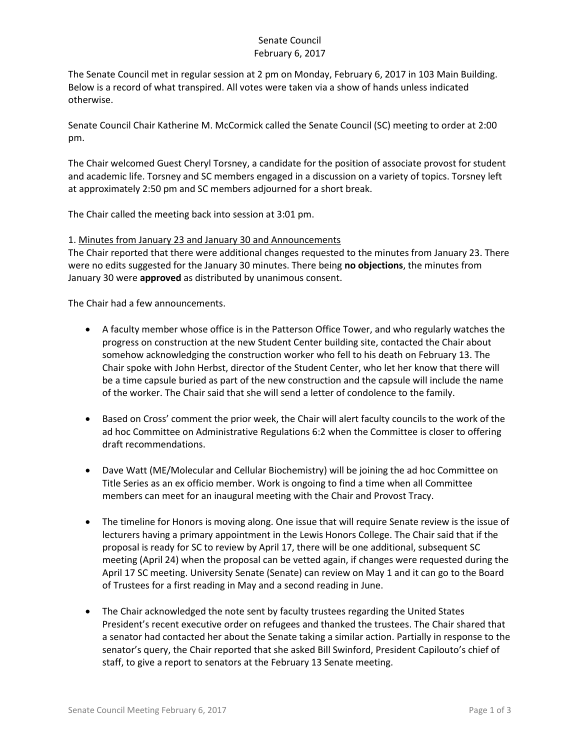Senate Council
February 6, 2017

The Senate Council met in regular session at 2 pm on Monday, February 6, 2017 in 103 Main Building. Below is a record of what transpired. All votes were taken via a show of hands unless indicated otherwise.

Senate Council Chair Katherine M. McCormick called the Senate Council (SC) meeting to order at 2:00 pm.

The Chair welcomed Guest Cheryl Torsney, a candidate for the position of associate provost for student and academic life. Torsney and SC members engaged in a discussion on a variety of topics. Torsney left at approximately 2:50 pm and SC members adjourned for a short break.

The Chair called the meeting back into session at 3:01 pm.

1. Minutes from January 23 and January 30 and Announcements

The Chair reported that there were additional changes requested to the minutes from January 23. There were no edits suggested for the January 30 minutes. There being **no objections**, the minutes from January 30 were **approved** as distributed by unanimous consent.

The Chair had a few announcements.

- A faculty member whose office is in the Patterson Office Tower, and who regularly watches the progress on construction at the new Student Center building site, contacted the Chair about somehow acknowledging the construction worker who fell to his death on February 13. The Chair spoke with John Herbst, director of the Student Center, who let her know that there will be a time capsule buried as part of the new construction and the capsule will include the name of the worker. The Chair said that she will send a letter of condolence to the family.

- Based on Cross' comment the prior week, the Chair will alert faculty councils to the work of the ad hoc Committee on Administrative Regulations 6:2 when the Committee is closer to offering draft recommendations.

- Dave Watt (ME/Molecular and Cellular Biochemistry) will be joining the ad hoc Committee on Title Series as an ex officio member. Work is ongoing to find a time when all Committee members can meet for an inaugural meeting with the Chair and Provost Tracy.

- The timeline for Honors is moving along. One issue that will require Senate review is the issue of lecturers having a primary appointment in the Lewis Honors College. The Chair said that if the proposal is ready for SC to review by April 17, there will be one additional, subsequent SC meeting (April 24) when the proposal can be vetted again, if changes were requested during the April 17 SC meeting. University Senate (Senate) can review on May 1 and it can go to the Board of Trustees for a first reading in May and a second reading in June.

- The Chair acknowledged the note sent by faculty trustees regarding the United States President's recent executive order on refugees and thanked the trustees. The Chair shared that a senator had contacted her about the Senate taking a similar action. Partially in response to the senator's query, the Chair reported that she asked Bill Swinford, President Capilouto's chief of staff, to give a report to senators at the February 13 Senate meeting.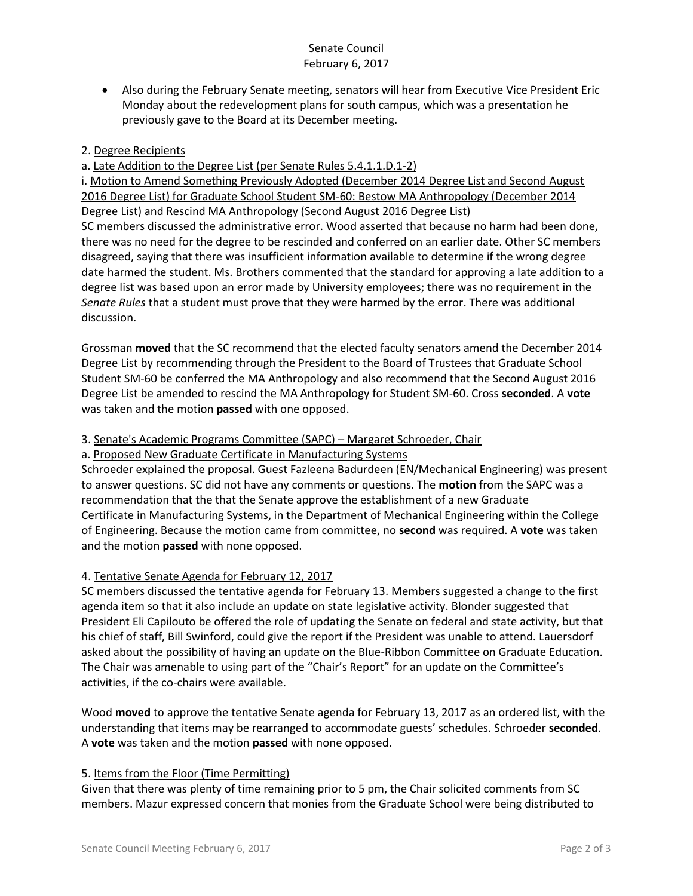- Also during the February Senate meeting, senators will hear from Executive Vice President Eric Monday about the redevelopment plans for south campus, which was a presentation he previously gave to the Board at its December meeting.

2. Degree Recipients

a. Late Addition to the Degree List (per Senate Rules 5.4.1.1.D.1-2)

i. Motion to Amend Something Previously Adopted (December 2014 Degree List and Second August 2016 Degree List) for Graduate School Student SM-60: Bestow MA Anthropology (December 2014 Degree List) and Rescind MA Anthropology (Second August 2016 Degree List)

SC members discussed the administrative error. Wood asserted that because no harm had been done, there was no need for the degree to be rescinded and conferred on an earlier date. Other SC members disagreed, saying that there was insufficient information available to determine if the wrong degree date harmed the student. Ms. Brothers commented that the standard for approving a late addition to a degree list was based upon an error made by University employees; there was no requirement in the *Senate Rules* that a student must prove that they were harmed by the error. There was additional discussion.

Grossman **moved** that the SC recommend that the elected faculty senators amend the December 2014 Degree List by recommending through the President to the Board of Trustees that Graduate School Student SM-60 be conferred the MA Anthropology and also recommend that the Second August 2016 Degree List be amended to rescind the MA Anthropology for Student SM-60. Cross **seconded**. A **vote** was taken and the motion **passed** with one opposed.

3. Senate's Academic Programs Committee (SAPC) – Margaret Schroeder, Chair

a. Proposed New Graduate Certificate in Manufacturing Systems

Schroeder explained the proposal. Guest Fazleena Badurdeen (EN/Mechanical Engineering) was present to answer questions. SC did not have any comments or questions. The **motion** from the SAPC was a recommendation that the that the Senate approve the establishment of a new Graduate Certificate in Manufacturing Systems, in the Department of Mechanical Engineering within the College of Engineering. Because the motion came from committee, no **second** was required. A **vote** was taken and the motion **passed** with none opposed.

4. Tentative Senate Agenda for February 12, 2017

SC members discussed the tentative agenda for February 13. Members suggested a change to the first agenda item so that it also include an update on state legislative activity. Blonder suggested that President Eli Capilouto be offered the role of updating the Senate on federal and state activity, but that his chief of staff, Bill Swinford, could give the report if the President was unable to attend. Lauersdorf asked about the possibility of having an update on the Blue-Ribbon Committee on Graduate Education. The Chair was amenable to using part of the "Chair's Report" for an update on the Committee's activities, if the co-chairs were available.

Wood **moved** to approve the tentative Senate agenda for February 13, 2017 as an ordered list, with the understanding that items may be rearranged to accommodate guests' schedules. Schroeder **seconded**. A **vote** was taken and the motion **passed** with none opposed.

5. Items from the Floor (Time Permitting)

Given that there was plenty of time remaining prior to 5 pm, the Chair solicited comments from SC members. Mazur expressed concern that monies from the Graduate School were being distributed to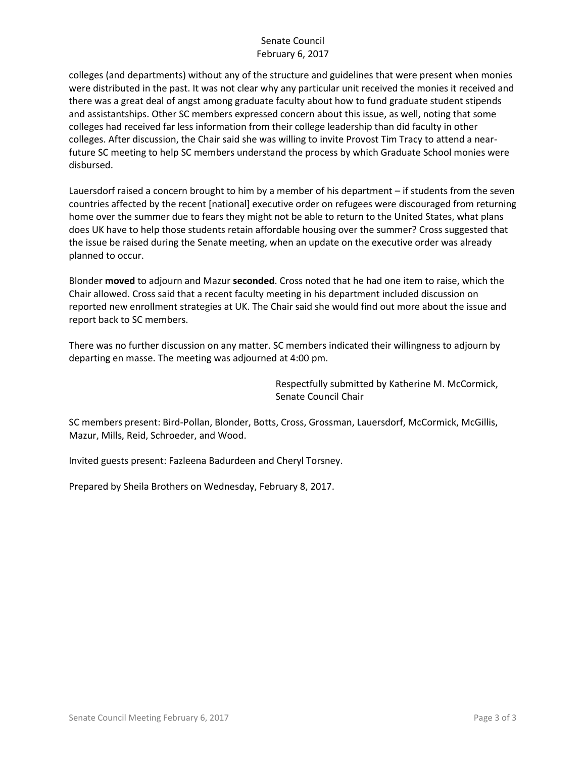colleges (and departments) without any of the structure and guidelines that were present when monies were distributed in the past. It was not clear why any particular unit received the monies it received and there was a great deal of angst among graduate faculty about how to fund graduate student stipends and assistantships. Other SC members expressed concern about this issue, as well, noting that some colleges had received far less information from their college leadership than did faculty in other colleges. After discussion, the Chair said she was willing to invite Provost Tim Tracy to attend a near-future SC meeting to help SC members understand the process by which Graduate School monies were disbursed.

Lauersdorf raised a concern brought to him by a member of his department – if students from the seven countries affected by the recent [national] executive order on refugees were discouraged from returning home over the summer due to fears they might not be able to return to the United States, what plans does UK have to help those students retain affordable housing over the summer? Cross suggested that the issue be raised during the Senate meeting, when an update on the executive order was already planned to occur.

Blonder **moved** to adjourn and Mazur **seconded**. Cross noted that he had one item to raise, which the Chair allowed. Cross said that a recent faculty meeting in his department included discussion on reported new enrollment strategies at UK. The Chair said she would find out more about the issue and report back to SC members.

There was no further discussion on any matter. SC members indicated their willingness to adjourn by departing en masse. The meeting was adjourned at 4:00 pm.

Respectfully submitted by Katherine M. McCormick,
Senate Council Chair

SC members present: Bird-Pollan, Blonder, Botts, Cross, Grossman, Lauersdorf, McCormick, McGillis, Mazur, Mills, Reid, Schroeder, and Wood.

Invited guests present: Fazleena Badurdeen and Cheryl Torsney.

Prepared by Sheila Brothers on Wednesday, February 8, 2017.